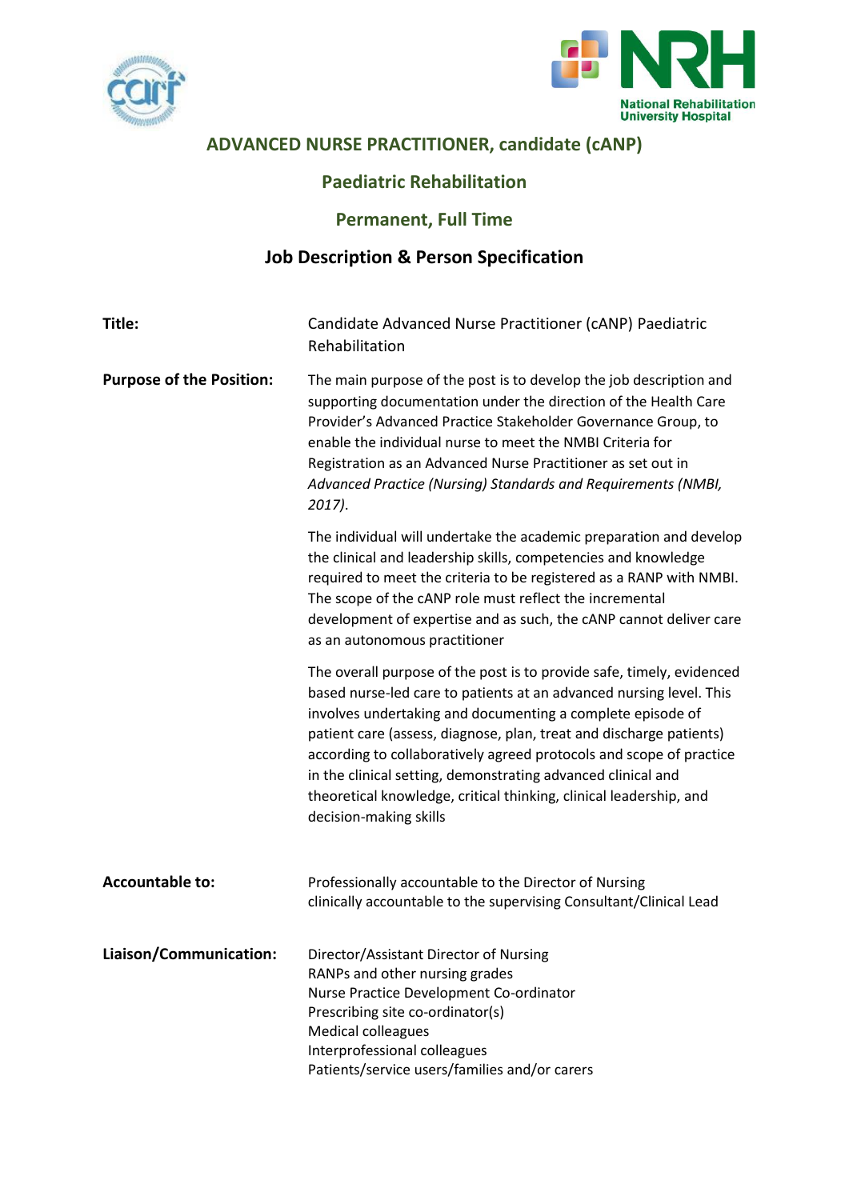# ADVANCED NURSE PRACTITIONER, candidate (cANP)

## Paediatric Rehabilitation

## Permanent, Full Time

## Job Description & Person Specification

| | |
|---|---|
| **Title:** | Candidate Advanced Nurse Practitioner (cANP) Paediatric Rehabilitation |
| **Purpose of the Position:** | The main purpose of the post is to develop the job description and supporting documentation under the direction of the Health Care Provider's Advanced Practice Stakeholder Governance Group, to enable the individual nurse to meet the NMBI Criteria for Registration as an Advanced Nurse Practitioner as set out in *Advanced Practice (Nursing) Standards and Requirements (NMBI, 2017)*.<br><br>The individual will undertake the academic preparation and develop the clinical and leadership skills, competencies and knowledge required to meet the criteria to be registered as a RANP with NMBI. The scope of the cANP role must reflect the incremental development of expertise and as such, the cANP cannot deliver care as an autonomous practitioner<br><br>The overall purpose of the post is to provide safe, timely, evidenced based nurse-led care to patients at an advanced nursing level. This involves undertaking and documenting a complete episode of patient care (assess, diagnose, plan, treat and discharge patients) according to collaboratively agreed protocols and scope of practice in the clinical setting, demonstrating advanced clinical and theoretical knowledge, critical thinking, clinical leadership, and decision-making skills |
| **Accountable to:** | Professionally accountable to the Director of Nursing<br>clinically accountable to the supervising Consultant/Clinical Lead |
| **Liaison/Communication:** | Director/Assistant Director of Nursing<br>RANPs and other nursing grades<br>Nurse Practice Development Co-ordinator<br>Prescribing site co-ordinator(s)<br>Medical colleagues<br>Interprofessional colleagues<br>Patients/service users/families and/or carers |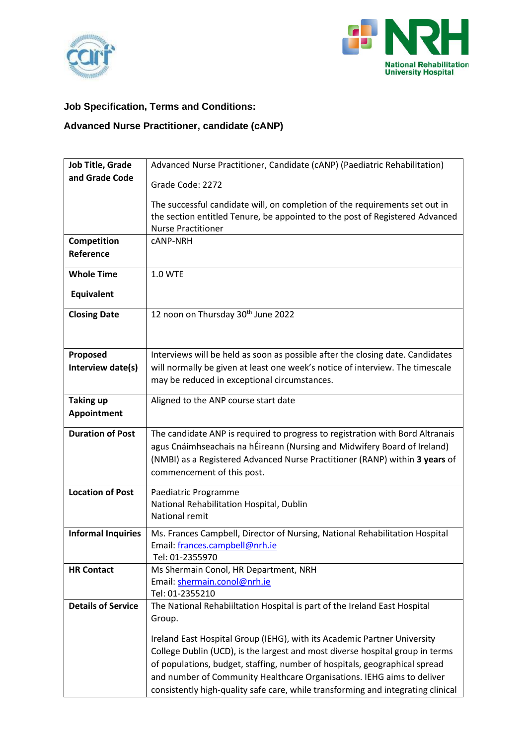**Job Specification, Terms and Conditions:**

**Advanced Nurse Practitioner, candidate (cANP)**

| **Job Title, Grade and Grade Code** | Advanced Nurse Practitioner, Candidate (cANP) (Paediatric Rehabilitation)<br><br>Grade Code: 2272<br><br>The successful candidate will, on completion of the requirements set out in the section entitled Tenure, be appointed to the post of Registered Advanced Nurse Practitioner |
|---|---|
| **Competition Reference** | cANP-NRH |
| **Whole Time Equivalent** | 1.0 WTE |
| **Closing Date** | 12 noon on Thursday 30th June 2022 |
| **Proposed Interview date(s)** | Interviews will be held as soon as possible after the closing date. Candidates will normally be given at least one week's notice of interview. The timescale may be reduced in exceptional circumstances. |
| **Taking up Appointment** | Aligned to the ANP course start date |
| **Duration of Post** | The candidate ANP is required to progress to registration with Bord Altranais agus Cnáimhseachais na hÉireann (Nursing and Midwifery Board of Ireland) (NMBI) as a Registered Advanced Nurse Practitioner (RANP) within **3 years** of commencement of this post. |
| **Location of Post** | Paediatric Programme<br>National Rehabilitation Hospital, Dublin<br>National remit |
| **Informal Inquiries** | Ms. Frances Campbell, Director of Nursing, National Rehabilitation Hospital<br>Email: frances.campbell@nrh.ie<br>Tel: 01-2355970 |
| **HR Contact** | Ms Shermain Conol, HR Department, NRH<br>Email: shermain.conol@nrh.ie<br>Tel: 01-2355210 |
| **Details of Service** | The National Rehabiiltation Hospital is part of the Ireland East Hospital Group.<br><br>Ireland East Hospital Group (IEHG), with its Academic Partner University College Dublin (UCD), is the largest and most diverse hospital group in terms of populations, budget, staffing, number of hospitals, geographical spread and number of Community Healthcare Organisations. IEHG aims to deliver consistently high-quality safe care, while transforming and integrating clinical |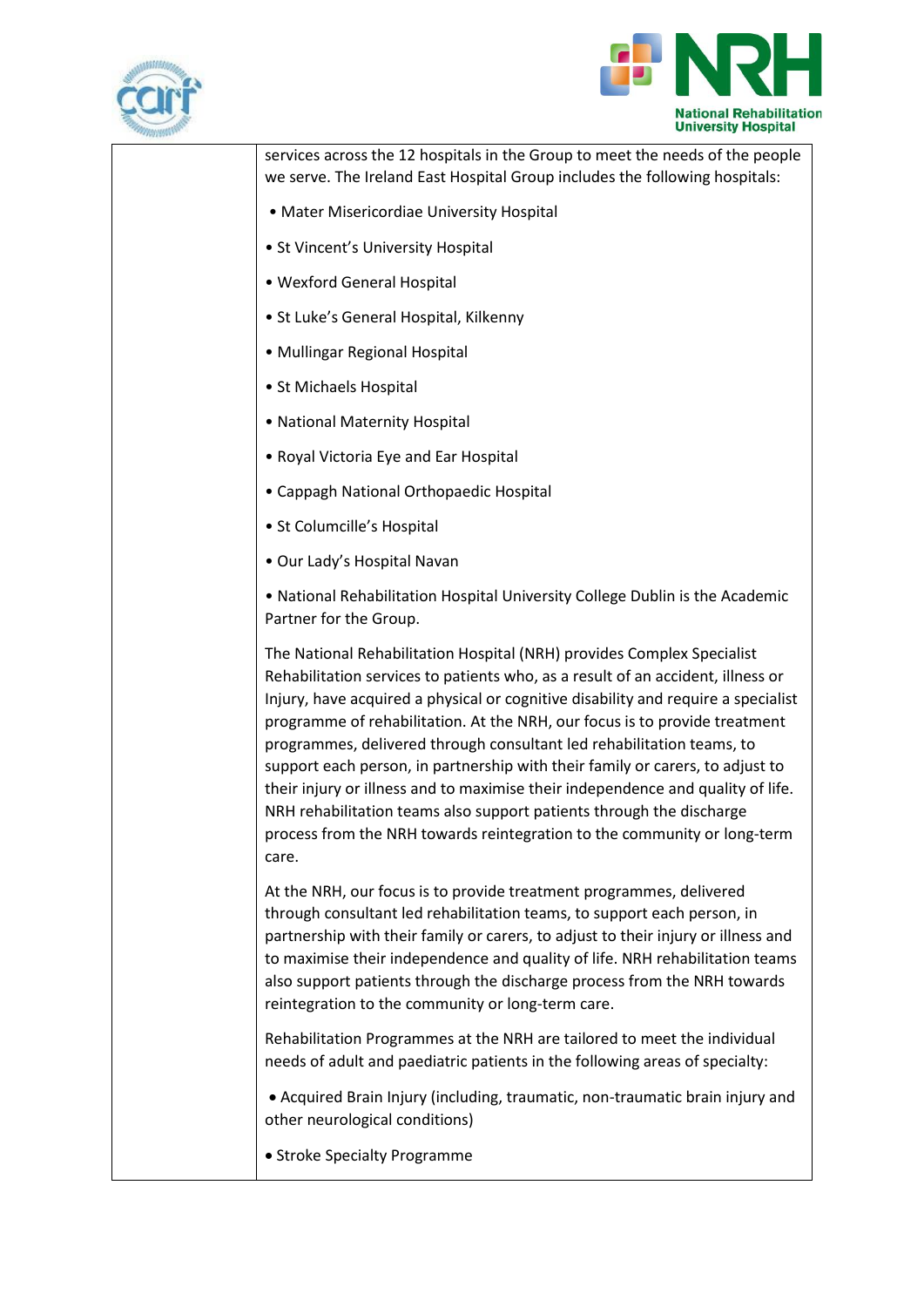| | services across the 12 hospitals in the Group to meet the needs of the people we serve. The Ireland East Hospital Group includes the following hospitals:<br><br>• Mater Misericordiae University Hospital<br><br>• St Vincent's University Hospital<br><br>• Wexford General Hospital<br><br>• St Luke's General Hospital, Kilkenny<br><br>• Mullingar Regional Hospital<br><br>• St Michaels Hospital<br><br>• National Maternity Hospital<br><br>• Royal Victoria Eye and Ear Hospital<br><br>• Cappagh National Orthopaedic Hospital<br><br>• St Columcille's Hospital<br><br>• Our Lady's Hospital Navan<br><br>• National Rehabilitation Hospital University College Dublin is the Academic Partner for the Group.<br><br>The National Rehabilitation Hospital (NRH) provides Complex Specialist Rehabilitation services to patients who, as a result of an accident, illness or Injury, have acquired a physical or cognitive disability and require a specialist programme of rehabilitation. At the NRH, our focus is to provide treatment programmes, delivered through consultant led rehabilitation teams, to support each person, in partnership with their family or carers, to adjust to their injury or illness and to maximise their independence and quality of life. NRH rehabilitation teams also support patients through the discharge process from the NRH towards reintegration to the community or long-term care.<br><br>At the NRH, our focus is to provide treatment programmes, delivered through consultant led rehabilitation teams, to support each person, in partnership with their family or carers, to adjust to their injury or illness and to maximise their independence and quality of life. NRH rehabilitation teams also support patients through the discharge process from the NRH towards reintegration to the community or long-term care.<br><br>Rehabilitation Programmes at the NRH are tailored to meet the individual needs of adult and paediatric patients in the following areas of specialty:<br><br>• Acquired Brain Injury (including, traumatic, non-traumatic brain injury and other neurological conditions)<br><br>• Stroke Specialty Programme |
|---|---|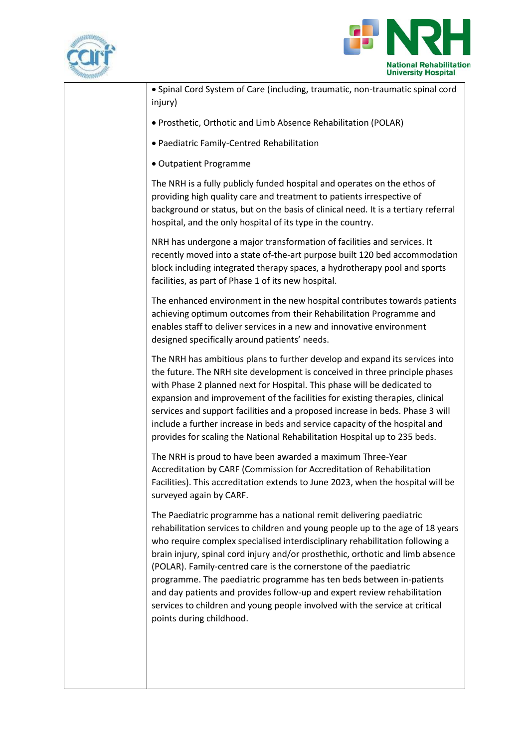- Spinal Cord System of Care (including, traumatic, non-traumatic spinal cord injury)
- Prosthetic, Orthotic and Limb Absence Rehabilitation (POLAR)
- Paediatric Family-Centred Rehabilitation
- Outpatient Programme

The NRH is a fully publicly funded hospital and operates on the ethos of providing high quality care and treatment to patients irrespective of background or status, but on the basis of clinical need. It is a tertiary referral hospital, and the only hospital of its type in the country.

NRH has undergone a major transformation of facilities and services. It recently moved into a state of-the-art purpose built 120 bed accommodation block including integrated therapy spaces, a hydrotherapy pool and sports facilities, as part of Phase 1 of its new hospital.

The enhanced environment in the new hospital contributes towards patients achieving optimum outcomes from their Rehabilitation Programme and enables staff to deliver services in a new and innovative environment designed specifically around patients' needs.

The NRH has ambitious plans to further develop and expand its services into the future. The NRH site development is conceived in three principle phases with Phase 2 planned next for Hospital. This phase will be dedicated to expansion and improvement of the facilities for existing therapies, clinical services and support facilities and a proposed increase in beds. Phase 3 will include a further increase in beds and service capacity of the hospital and provides for scaling the National Rehabilitation Hospital up to 235 beds.

The NRH is proud to have been awarded a maximum Three-Year Accreditation by CARF (Commission for Accreditation of Rehabilitation Facilities). This accreditation extends to June 2023, when the hospital will be surveyed again by CARF.

The Paediatric programme has a national remit delivering paediatric rehabilitation services to children and young people up to the age of 18 years who require complex specialised interdisciplinary rehabilitation following a brain injury, spinal cord injury and/or prosthethic, orthotic and limb absence (POLAR). Family-centred care is the cornerstone of the paediatric programme. The paediatric programme has ten beds between in-patients and day patients and provides follow-up and expert review rehabilitation services to children and young people involved with the service at critical points during childhood.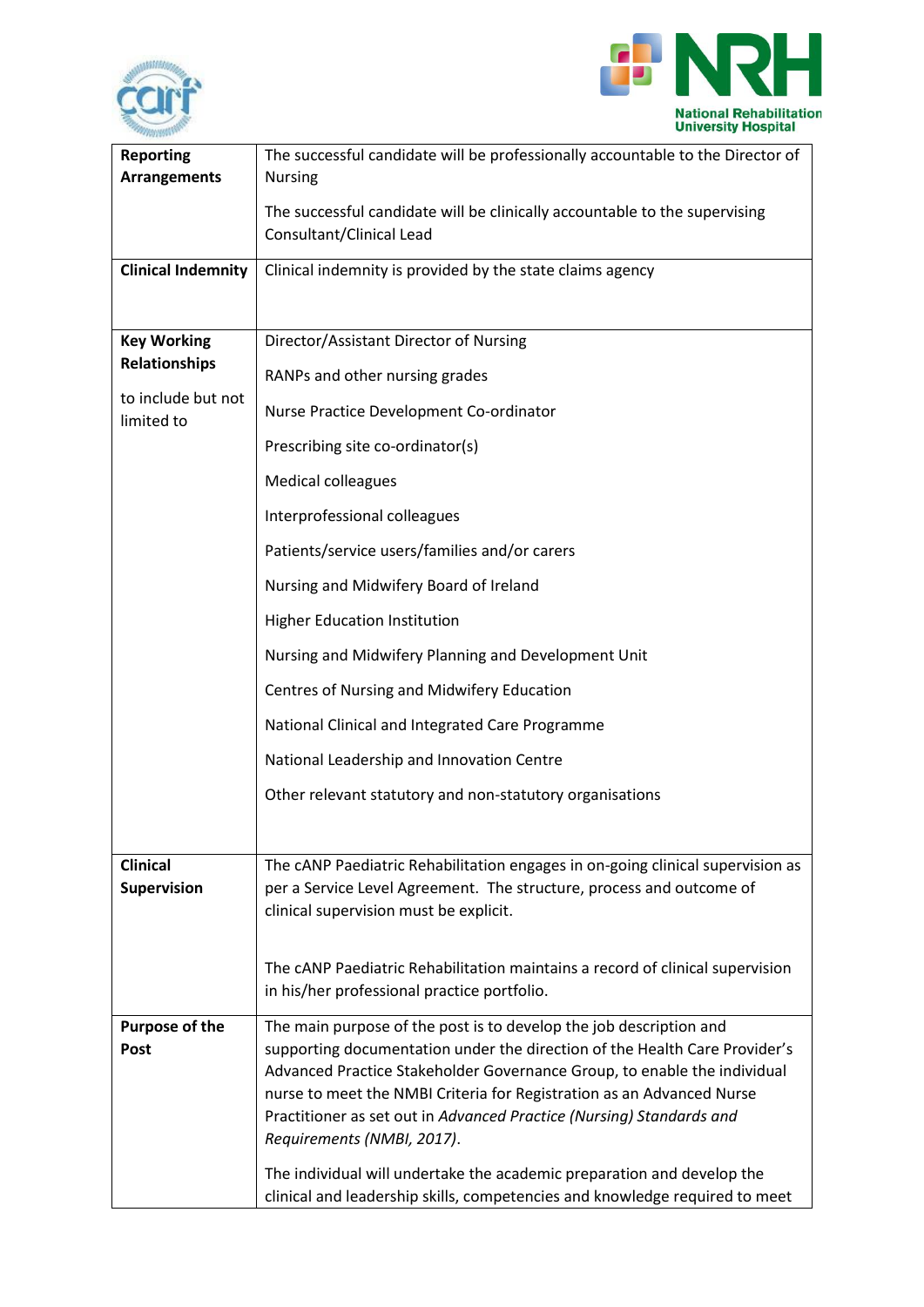| | |
|---|---|
| **Reporting Arrangements** | The successful candidate will be professionally accountable to the Director of Nursing<br><br>The successful candidate will be clinically accountable to the supervising Consultant/Clinical Lead |
| **Clinical Indemnity** | Clinical indemnity is provided by the state claims agency |
| **Key Working Relationships**<br><br>to include but not limited to | Director/Assistant Director of Nursing<br><br>RANPs and other nursing grades<br><br>Nurse Practice Development Co-ordinator<br><br>Prescribing site co-ordinator(s)<br><br>Medical colleagues<br><br>Interprofessional colleagues<br><br>Patients/service users/families and/or carers<br><br>Nursing and Midwifery Board of Ireland<br><br>Higher Education Institution<br><br>Nursing and Midwifery Planning and Development Unit<br><br>Centres of Nursing and Midwifery Education<br><br>National Clinical and Integrated Care Programme<br><br>National Leadership and Innovation Centre<br><br>Other relevant statutory and non-statutory organisations |
| **Clinical Supervision** | The cANP Paediatric Rehabilitation engages in on-going clinical supervision as per a Service Level Agreement. The structure, process and outcome of clinical supervision must be explicit.<br><br>The cANP Paediatric Rehabilitation maintains a record of clinical supervision in his/her professional practice portfolio. |
| **Purpose of the Post** | The main purpose of the post is to develop the job description and supporting documentation under the direction of the Health Care Provider's Advanced Practice Stakeholder Governance Group, to enable the individual nurse to meet the NMBI Criteria for Registration as an Advanced Nurse Practitioner as set out in *Advanced Practice (Nursing) Standards and Requirements (NMBI, 2017)*.<br><br>The individual will undertake the academic preparation and develop the clinical and leadership skills, competencies and knowledge required to meet |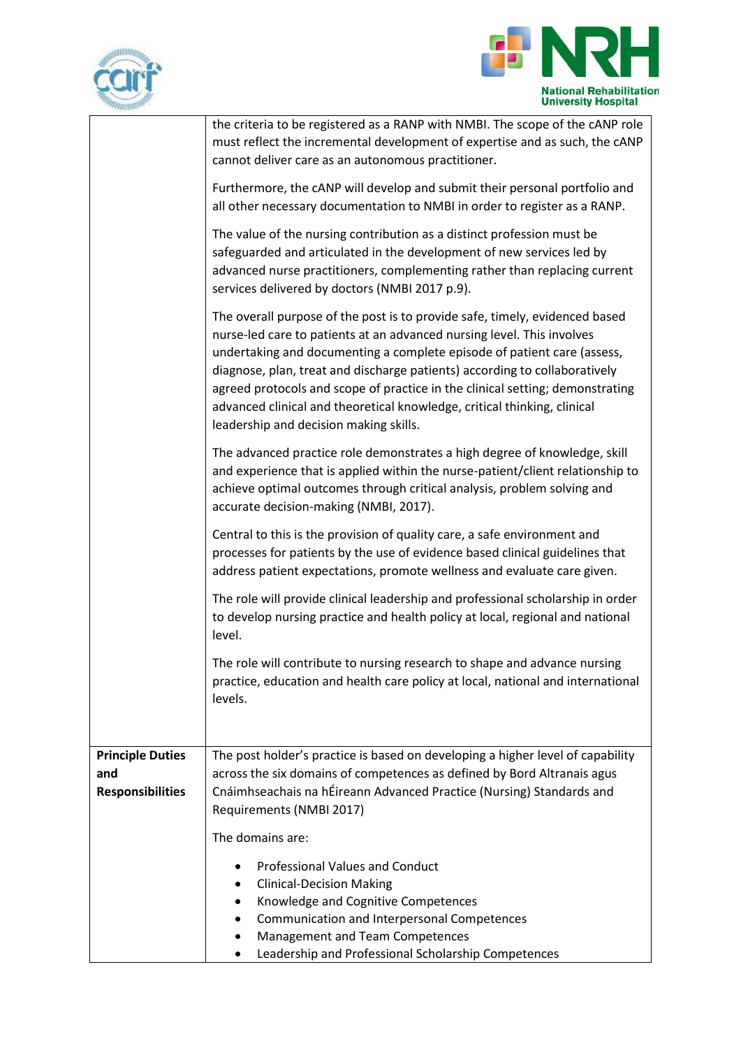| | |
|---|---|
| | the criteria to be registered as a RANP with NMBI. The scope of the cANP role must reflect the incremental development of expertise and as such, the cANP cannot deliver care as an autonomous practitioner.<br><br>Furthermore, the cANP will develop and submit their personal portfolio and all other necessary documentation to NMBI in order to register as a RANP.<br><br>The value of the nursing contribution as a distinct profession must be safeguarded and articulated in the development of new services led by advanced nurse practitioners, complementing rather than replacing current services delivered by doctors (NMBI 2017 p.9).<br><br>The overall purpose of the post is to provide safe, timely, evidenced based nurse-led care to patients at an advanced nursing level. This involves undertaking and documenting a complete episode of patient care (assess, diagnose, plan, treat and discharge patients) according to collaboratively agreed protocols and scope of practice in the clinical setting; demonstrating advanced clinical and theoretical knowledge, critical thinking, clinical leadership and decision making skills.<br><br>The advanced practice role demonstrates a high degree of knowledge, skill and experience that is applied within the nurse-patient/client relationship to achieve optimal outcomes through critical analysis, problem solving and accurate decision-making (NMBI, 2017).<br><br>Central to this is the provision of quality care, a safe environment and processes for patients by the use of evidence based clinical guidelines that address patient expectations, promote wellness and evaluate care given.<br><br>The role will provide clinical leadership and professional scholarship in order to develop nursing practice and health policy at local, regional and national level.<br><br>The role will contribute to nursing research to shape and advance nursing practice, education and health care policy at local, national and international levels. |
| **Principle Duties and Responsibilities** | The post holder's practice is based on developing a higher level of capability across the six domains of competences as defined by Bord Altranais agus Cnáimhseachais na hÉireann Advanced Practice (Nursing) Standards and Requirements (NMBI 2017)<br><br>The domains are:<br><br>• Professional Values and Conduct<br>• Clinical-Decision Making<br>• Knowledge and Cognitive Competences<br>• Communication and Interpersonal Competences<br>• Management and Team Competences<br>• Leadership and Professional Scholarship Competences |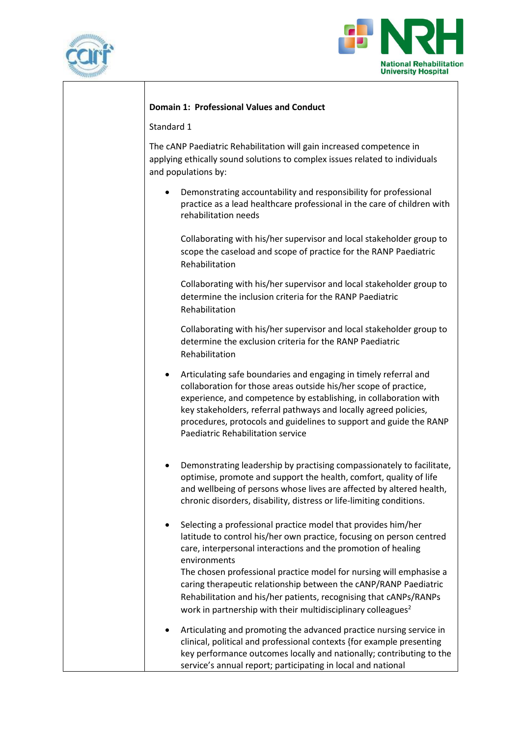**Domain 1: Professional Values and Conduct**

Standard 1

The cANP Paediatric Rehabilitation will gain increased competence in applying ethically sound solutions to complex issues related to individuals and populations by:

- Demonstrating accountability and responsibility for professional practice as a lead healthcare professional in the care of children with rehabilitation needs

  Collaborating with his/her supervisor and local stakeholder group to scope the caseload and scope of practice for the RANP Paediatric Rehabilitation

  Collaborating with his/her supervisor and local stakeholder group to determine the inclusion criteria for the RANP Paediatric Rehabilitation

  Collaborating with his/her supervisor and local stakeholder group to determine the exclusion criteria for the RANP Paediatric Rehabilitation

- Articulating safe boundaries and engaging in timely referral and collaboration for those areas outside his/her scope of practice, experience, and competence by establishing, in collaboration with key stakeholders, referral pathways and locally agreed policies, procedures, protocols and guidelines to support and guide the RANP Paediatric Rehabilitation service

- Demonstrating leadership by practising compassionately to facilitate, optimise, promote and support the health, comfort, quality of life and wellbeing of persons whose lives are affected by altered health, chronic disorders, disability, distress or life-limiting conditions.

- Selecting a professional practice model that provides him/her latitude to control his/her own practice, focusing on person centred care, interpersonal interactions and the promotion of healing environments
  The chosen professional practice model for nursing will emphasise a caring therapeutic relationship between the cANP/RANP Paediatric Rehabilitation and his/her patients, recognising that cANPs/RANPs work in partnership with their multidisciplinary colleagues[2]

- Articulating and promoting the advanced practice nursing service in clinical, political and professional contexts {for example presenting key performance outcomes locally and nationally; contributing to the service's annual report; participating in local and national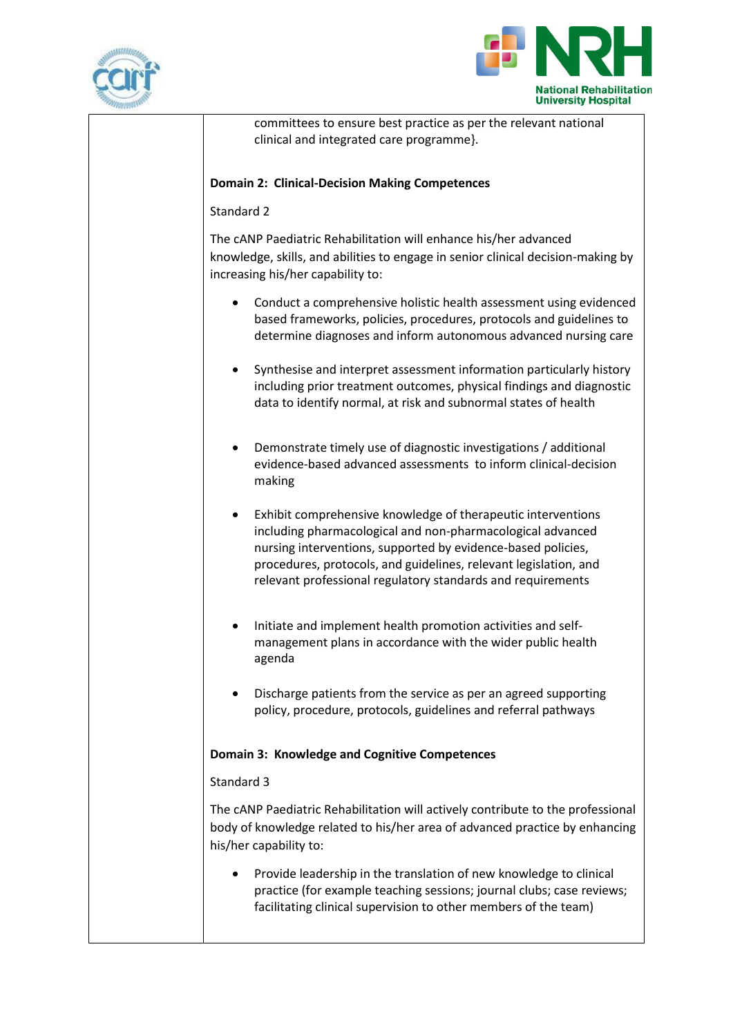committees to ensure best practice as per the relevant national clinical and integrated care programme}.

**Domain 2: Clinical-Decision Making Competences**

Standard 2

The cANP Paediatric Rehabilitation will enhance his/her advanced knowledge, skills, and abilities to engage in senior clinical decision-making by increasing his/her capability to:

- Conduct a comprehensive holistic health assessment using evidenced based frameworks, policies, procedures, protocols and guidelines to determine diagnoses and inform autonomous advanced nursing care
- Synthesise and interpret assessment information particularly history including prior treatment outcomes, physical findings and diagnostic data to identify normal, at risk and subnormal states of health
- Demonstrate timely use of diagnostic investigations / additional evidence-based advanced assessments to inform clinical-decision making
- Exhibit comprehensive knowledge of therapeutic interventions including pharmacological and non-pharmacological advanced nursing interventions, supported by evidence-based policies, procedures, protocols, and guidelines, relevant legislation, and relevant professional regulatory standards and requirements
- Initiate and implement health promotion activities and self-management plans in accordance with the wider public health agenda
- Discharge patients from the service as per an agreed supporting policy, procedure, protocols, guidelines and referral pathways

**Domain 3: Knowledge and Cognitive Competences**

Standard 3

The cANP Paediatric Rehabilitation will actively contribute to the professional body of knowledge related to his/her area of advanced practice by enhancing his/her capability to:

- Provide leadership in the translation of new knowledge to clinical practice (for example teaching sessions; journal clubs; case reviews; facilitating clinical supervision to other members of the team)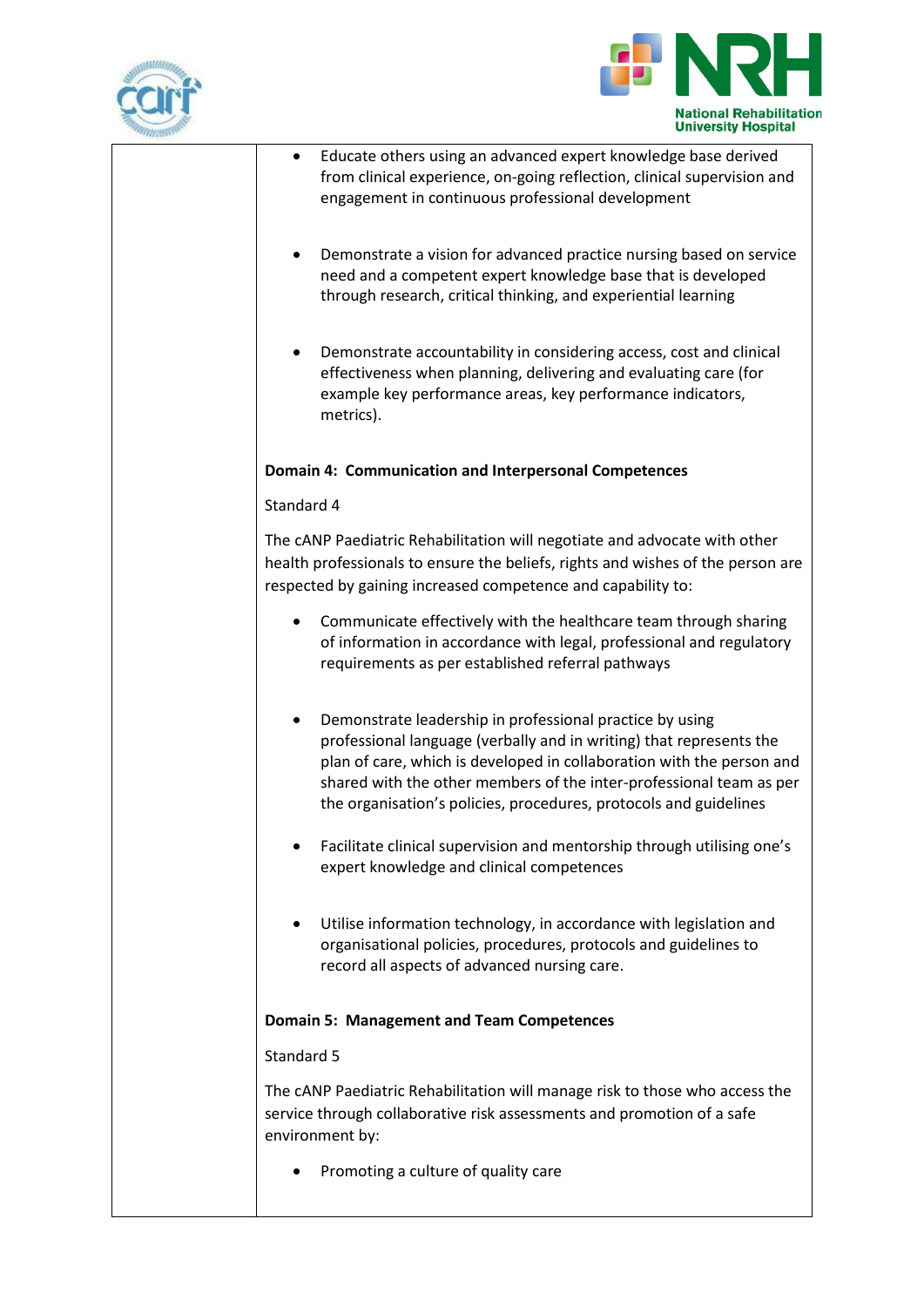- Educate others using an advanced expert knowledge base derived from clinical experience, on-going reflection, clinical supervision and engagement in continuous professional development

- Demonstrate a vision for advanced practice nursing based on service need and a competent expert knowledge base that is developed through research, critical thinking, and experiential learning

- Demonstrate accountability in considering access, cost and clinical effectiveness when planning, delivering and evaluating care (for example key performance areas, key performance indicators, metrics).

**Domain 4: Communication and Interpersonal Competences**

Standard 4

The cANP Paediatric Rehabilitation will negotiate and advocate with other health professionals to ensure the beliefs, rights and wishes of the person are respected by gaining increased competence and capability to:

- Communicate effectively with the healthcare team through sharing of information in accordance with legal, professional and regulatory requirements as per established referral pathways

- Demonstrate leadership in professional practice by using professional language (verbally and in writing) that represents the plan of care, which is developed in collaboration with the person and shared with the other members of the inter-professional team as per the organisation's policies, procedures, protocols and guidelines

- Facilitate clinical supervision and mentorship through utilising one's expert knowledge and clinical competences

- Utilise information technology, in accordance with legislation and organisational policies, procedures, protocols and guidelines to record all aspects of advanced nursing care.

**Domain 5: Management and Team Competences**

Standard 5

The cANP Paediatric Rehabilitation will manage risk to those who access the service through collaborative risk assessments and promotion of a safe environment by:

- Promoting a culture of quality care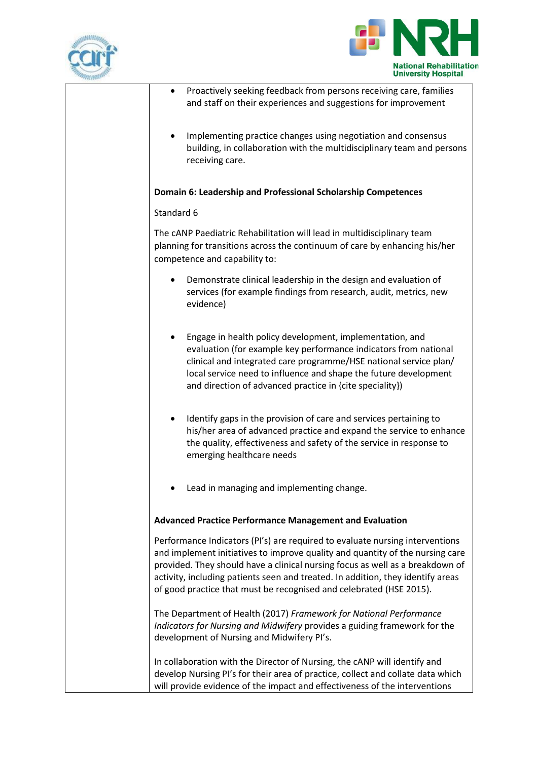- Proactively seeking feedback from persons receiving care, families and staff on their experiences and suggestions for improvement

- Implementing practice changes using negotiation and consensus building, in collaboration with the multidisciplinary team and persons receiving care.

**Domain 6: Leadership and Professional Scholarship Competences**

Standard 6

The cANP Paediatric Rehabilitation will lead in multidisciplinary team planning for transitions across the continuum of care by enhancing his/her competence and capability to:

- Demonstrate clinical leadership in the design and evaluation of services (for example findings from research, audit, metrics, new evidence)

- Engage in health policy development, implementation, and evaluation (for example key performance indicators from national clinical and integrated care programme/HSE national service plan/ local service need to influence and shape the future development and direction of advanced practice in {cite speciality})

- Identify gaps in the provision of care and services pertaining to his/her area of advanced practice and expand the service to enhance the quality, effectiveness and safety of the service in response to emerging healthcare needs

- Lead in managing and implementing change.

**Advanced Practice Performance Management and Evaluation**

Performance Indicators (PI's) are required to evaluate nursing interventions and implement initiatives to improve quality and quantity of the nursing care provided. They should have a clinical nursing focus as well as a breakdown of activity, including patients seen and treated. In addition, they identify areas of good practice that must be recognised and celebrated (HSE 2015).

The Department of Health (2017) *Framework for National Performance Indicators for Nursing and Midwifery* provides a guiding framework for the development of Nursing and Midwifery PI's.

In collaboration with the Director of Nursing, the cANP will identify and develop Nursing PI's for their area of practice, collect and collate data which will provide evidence of the impact and effectiveness of the interventions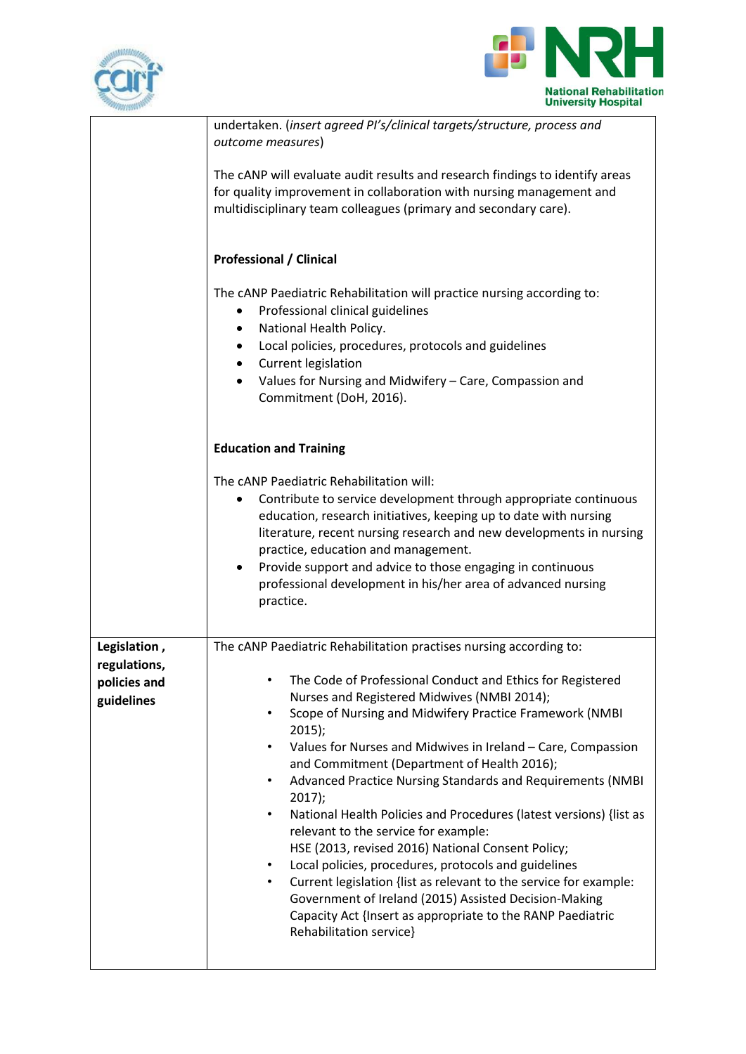| | |
|---|---|
| | undertaken. (*insert agreed PI's/clinical targets/structure, process and outcome measures*)<br><br>The cANP will evaluate audit results and research findings to identify areas for quality improvement in collaboration with nursing management and multidisciplinary team colleagues (primary and secondary care).<br><br>**Professional / Clinical**<br><br>The cANP Paediatric Rehabilitation will practice nursing according to:<br>• Professional clinical guidelines<br>• National Health Policy.<br>• Local policies, procedures, protocols and guidelines<br>• Current legislation<br>• Values for Nursing and Midwifery – Care, Compassion and Commitment (DoH, 2016).<br><br>**Education and Training**<br><br>The cANP Paediatric Rehabilitation will:<br>• Contribute to service development through appropriate continuous education, research initiatives, keeping up to date with nursing literature, recent nursing research and new developments in nursing practice, education and management.<br>• Provide support and advice to those engaging in continuous professional development in his/her area of advanced nursing practice. |
| **Legislation , regulations, policies and guidelines** | The cANP Paediatric Rehabilitation practises nursing according to:<br><br>• The Code of Professional Conduct and Ethics for Registered Nurses and Registered Midwives (NMBI 2014);<br>• Scope of Nursing and Midwifery Practice Framework (NMBI 2015);<br>• Values for Nurses and Midwives in Ireland – Care, Compassion and Commitment (Department of Health 2016);<br>• Advanced Practice Nursing Standards and Requirements (NMBI 2017);<br>• National Health Policies and Procedures (latest versions) {list as relevant to the service for example:<br>HSE (2013, revised 2016) National Consent Policy;<br>• Local policies, procedures, protocols and guidelines<br>• Current legislation {list as relevant to the service for example: Government of Ireland (2015) Assisted Decision-Making Capacity Act {Insert as appropriate to the RANP Paediatric Rehabilitation service} |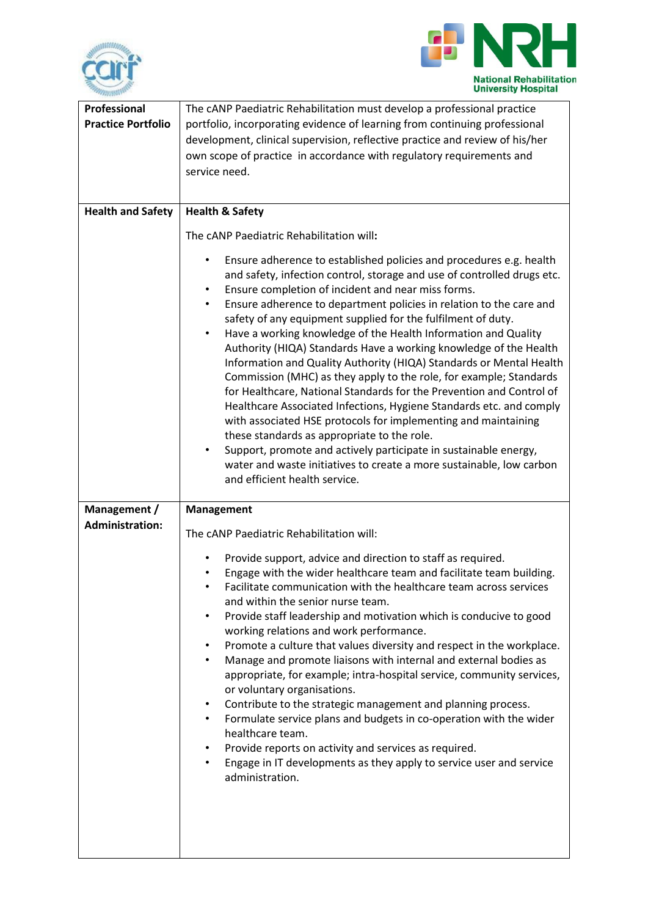| | |
|---|---|
| **Professional Practice Portfolio** | The cANP Paediatric Rehabilitation must develop a professional practice portfolio, incorporating evidence of learning from continuing professional development, clinical supervision, reflective practice and review of his/her own scope of practice in accordance with regulatory requirements and service need. |
| **Health and Safety** | **Health & Safety**<br><br>The cANP Paediatric Rehabilitation will**:**<br><br>• Ensure adherence to established policies and procedures e.g. health and safety, infection control, storage and use of controlled drugs etc.<br>• Ensure completion of incident and near miss forms.<br>• Ensure adherence to department policies in relation to the care and safety of any equipment supplied for the fulfilment of duty.<br>• Have a working knowledge of the Health Information and Quality Authority (HIQA) Standards Have a working knowledge of the Health Information and Quality Authority (HIQA) Standards or Mental Health Commission (MHC) as they apply to the role, for example; Standards for Healthcare, National Standards for the Prevention and Control of Healthcare Associated Infections, Hygiene Standards etc. and comply with associated HSE protocols for implementing and maintaining these standards as appropriate to the role.<br>• Support, promote and actively participate in sustainable energy, water and waste initiatives to create a more sustainable, low carbon and efficient health service. |
| **Management / Administration:** | **Management**<br><br>The cANP Paediatric Rehabilitation will:<br><br>• Provide support, advice and direction to staff as required.<br>• Engage with the wider healthcare team and facilitate team building.<br>• Facilitate communication with the healthcare team across services and within the senior nurse team.<br>• Provide staff leadership and motivation which is conducive to good working relations and work performance.<br>• Promote a culture that values diversity and respect in the workplace.<br>• Manage and promote liaisons with internal and external bodies as appropriate, for example; intra-hospital service, community services, or voluntary organisations.<br>• Contribute to the strategic management and planning process.<br>• Formulate service plans and budgets in co-operation with the wider healthcare team.<br>• Provide reports on activity and services as required.<br>• Engage in IT developments as they apply to service user and service administration. |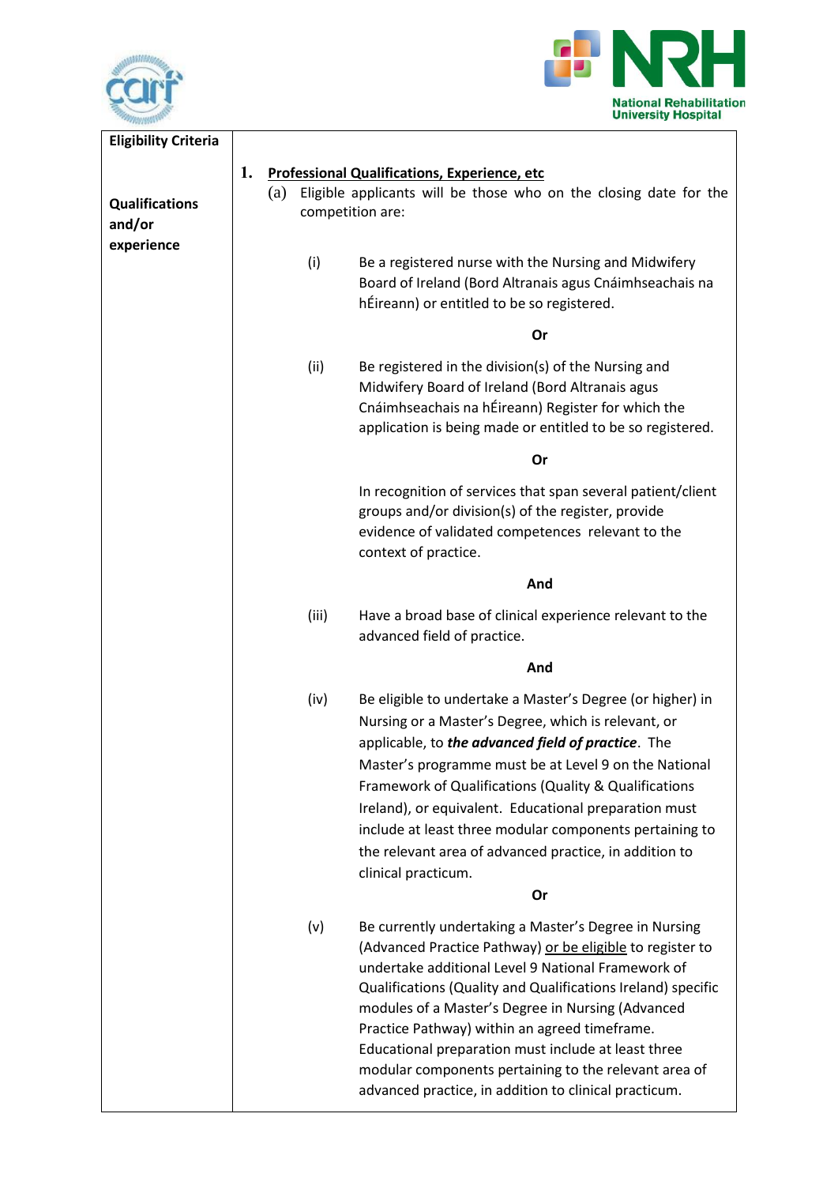| Eligibility Criteria | |
|---|---|
| **Qualifications and/or experience** | **1. <u>Professional Qualifications, Experience, etc</u>**<br>(a) Eligible applicants will be those who on the closing date for the competition are:<br><br>(i) Be a registered nurse with the Nursing and Midwifery Board of Ireland (Bord Altranais agus Cnáimhseachais na hÉireann) or entitled to be so registered.<br><br>**Or**<br><br>(ii) Be registered in the division(s) of the Nursing and Midwifery Board of Ireland (Bord Altranais agus Cnáimhseachais na hÉireann) Register for which the application is being made or entitled to be so registered.<br><br>**Or**<br><br>In recognition of services that span several patient/client groups and/or division(s) of the register, provide evidence of validated competences relevant to the context of practice.<br><br>**And**<br><br>(iii) Have a broad base of clinical experience relevant to the advanced field of practice.<br><br>**And**<br><br>(iv) Be eligible to undertake a Master's Degree (or higher) in Nursing or a Master's Degree, which is relevant, or applicable, to ***the advanced field of practice***. The Master's programme must be at Level 9 on the National Framework of Qualifications (Quality & Qualifications Ireland), or equivalent. Educational preparation must include at least three modular components pertaining to the relevant area of advanced practice, in addition to clinical practicum.<br><br>**Or**<br><br>(v) Be currently undertaking a Master's Degree in Nursing (Advanced Practice Pathway) <u>or be eligible</u> to register to undertake additional Level 9 National Framework of Qualifications (Quality and Qualifications Ireland) specific modules of a Master's Degree in Nursing (Advanced Practice Pathway) within an agreed timeframe. Educational preparation must include at least three modular components pertaining to the relevant area of advanced practice, in addition to clinical practicum. |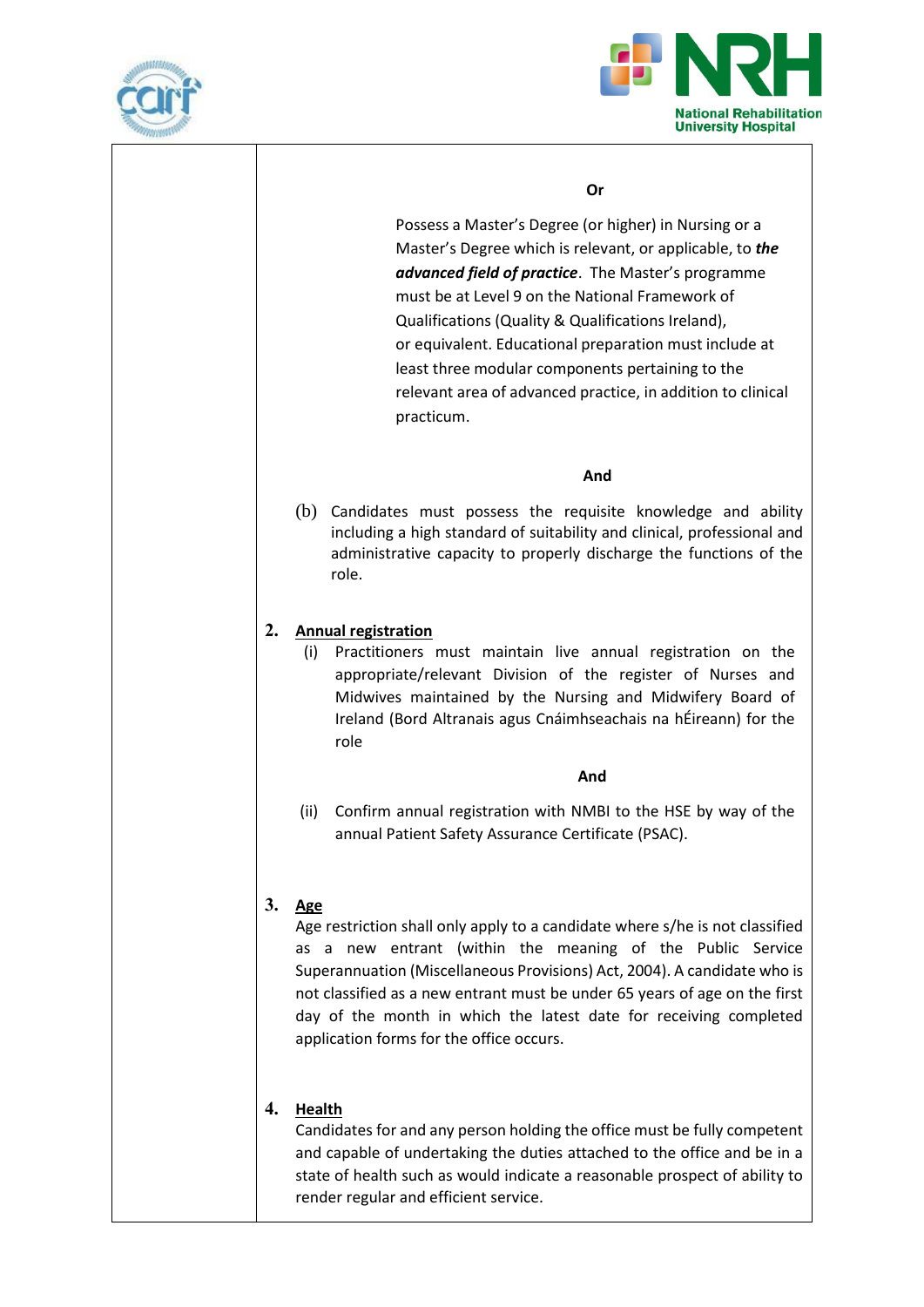**Or**

Possess a Master's Degree (or higher) in Nursing or a Master's Degree which is relevant, or applicable, to ***the advanced field of practice***. The Master's programme must be at Level 9 on the National Framework of Qualifications (Quality & Qualifications Ireland), or equivalent. Educational preparation must include at least three modular components pertaining to the relevant area of advanced practice, in addition to clinical practicum.

**And**

(b) Candidates must possess the requisite knowledge and ability including a high standard of suitability and clinical, professional and administrative capacity to properly discharge the functions of the role.

**2. Annual registration**

(i) Practitioners must maintain live annual registration on the appropriate/relevant Division of the register of Nurses and Midwives maintained by the Nursing and Midwifery Board of Ireland (Bord Altranais agus Cnáimhseachais na hÉireann) for the role

**And**

(ii) Confirm annual registration with NMBI to the HSE by way of the annual Patient Safety Assurance Certificate (PSAC).

**3. Age**

Age restriction shall only apply to a candidate where s/he is not classified as a new entrant (within the meaning of the Public Service Superannuation (Miscellaneous Provisions) Act, 2004). A candidate who is not classified as a new entrant must be under 65 years of age on the first day of the month in which the latest date for receiving completed application forms for the office occurs.

**4. Health**

Candidates for and any person holding the office must be fully competent and capable of undertaking the duties attached to the office and be in a state of health such as would indicate a reasonable prospect of ability to render regular and efficient service.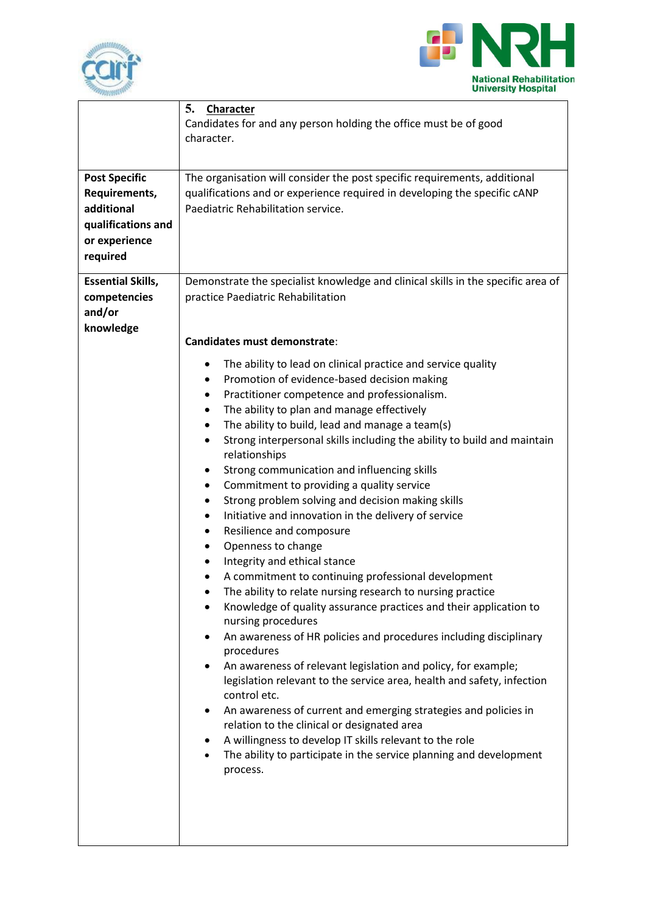| | |
|---|---|
| | **5. Character**<br>Candidates for and any person holding the office must be of good character. |
| **Post Specific Requirements, additional qualifications and or experience required** | The organisation will consider the post specific requirements, additional qualifications and or experience required in developing the specific cANP Paediatric Rehabilitation service. |
| **Essential Skills, competencies and/or knowledge** | Demonstrate the specialist knowledge and clinical skills in the specific area of practice Paediatric Rehabilitation<br><br>**Candidates must demonstrate**:<br><br>• The ability to lead on clinical practice and service quality<br>• Promotion of evidence-based decision making<br>• Practitioner competence and professionalism.<br>• The ability to plan and manage effectively<br>• The ability to build, lead and manage a team(s)<br>• Strong interpersonal skills including the ability to build and maintain relationships<br>• Strong communication and influencing skills<br>• Commitment to providing a quality service<br>• Strong problem solving and decision making skills<br>• Initiative and innovation in the delivery of service<br>• Resilience and composure<br>• Openness to change<br>• Integrity and ethical stance<br>• A commitment to continuing professional development<br>• The ability to relate nursing research to nursing practice<br>• Knowledge of quality assurance practices and their application to nursing procedures<br>• An awareness of HR policies and procedures including disciplinary procedures<br>• An awareness of relevant legislation and policy, for example; legislation relevant to the service area, health and safety, infection control etc.<br>• An awareness of current and emerging strategies and policies in relation to the clinical or designated area<br>• A willingness to develop IT skills relevant to the role<br>• The ability to participate in the service planning and development process. |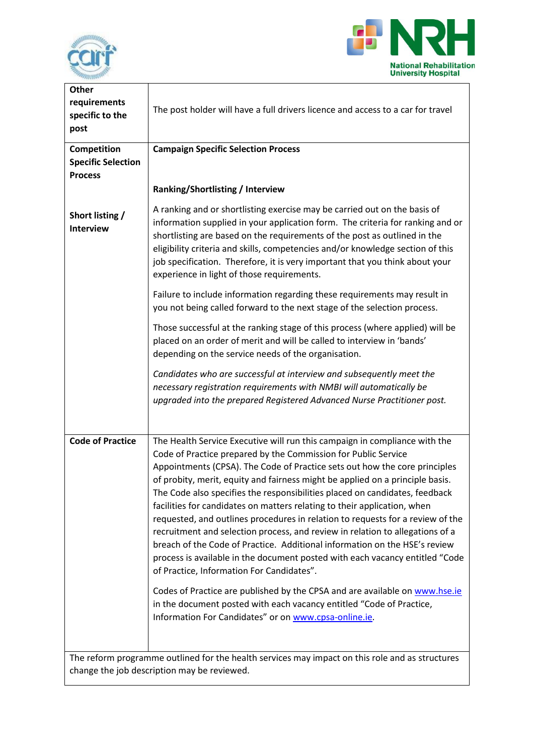| | |
|---|---|
| **Other requirements specific to the post** | The post holder will have a full drivers licence and access to a car for travel |
| **Competition Specific Selection Process**<br><br>**Short listing / Interview** | **Campaign Specific Selection Process**<br><br>**Ranking/Shortlisting / Interview**<br><br>A ranking and or shortlisting exercise may be carried out on the basis of information supplied in your application form. The criteria for ranking and or shortlisting are based on the requirements of the post as outlined in the eligibility criteria and skills, competencies and/or knowledge section of this job specification. Therefore, it is very important that you think about your experience in light of those requirements.<br><br>Failure to include information regarding these requirements may result in you not being called forward to the next stage of the selection process.<br><br>Those successful at the ranking stage of this process (where applied) will be placed on an order of merit and will be called to interview in 'bands' depending on the service needs of the organisation.<br><br>*Candidates who are successful at interview and subsequently meet the necessary registration requirements with NMBI will automatically be upgraded into the prepared Registered Advanced Nurse Practitioner post.* |
| **Code of Practice** | The Health Service Executive will run this campaign in compliance with the Code of Practice prepared by the Commission for Public Service Appointments (CPSA). The Code of Practice sets out how the core principles of probity, merit, equity and fairness might be applied on a principle basis. The Code also specifies the responsibilities placed on candidates, feedback facilities for candidates on matters relating to their application, when requested, and outlines procedures in relation to requests for a review of the recruitment and selection process, and review in relation to allegations of a breach of the Code of Practice. Additional information on the HSE's review process is available in the document posted with each vacancy entitled "Code of Practice, Information For Candidates".<br><br>Codes of Practice are published by the CPSA and are available on www.hse.ie in the document posted with each vacancy entitled "Code of Practice, Information For Candidates" or on www.cpsa-online.ie. |

The reform programme outlined for the health services may impact on this role and as structures change the job description may be reviewed.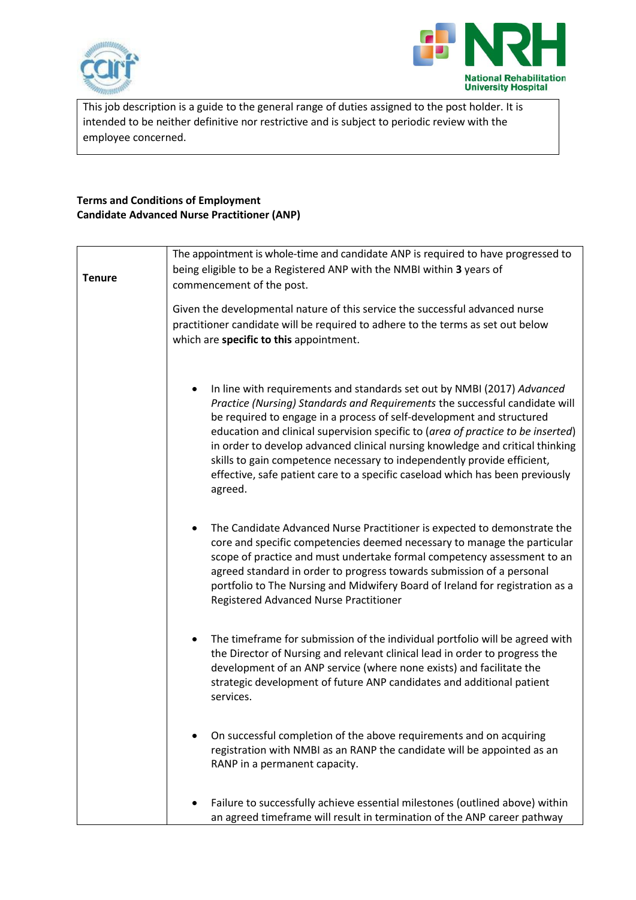This job description is a guide to the general range of duties assigned to the post holder. It is intended to be neither definitive nor restrictive and is subject to periodic review with the employee concerned.

**Terms and Conditions of Employment**
**Candidate Advanced Nurse Practitioner (ANP)**

| | |
|---|---|
| **Tenure** | The appointment is whole-time and candidate ANP is required to have progressed to being eligible to be a Registered ANP with the NMBI within **3** years of commencement of the post.<br><br>Given the developmental nature of this service the successful advanced nurse practitioner candidate will be required to adhere to the terms as set out below which are **specific to this** appointment.<br><br>• In line with requirements and standards set out by NMBI (2017) *Advanced Practice (Nursing) Standards and Requirements* the successful candidate will be required to engage in a process of self-development and structured education and clinical supervision specific to (*area of practice to be inserted*) in order to develop advanced clinical nursing knowledge and critical thinking skills to gain competence necessary to independently provide efficient, effective, safe patient care to a specific caseload which has been previously agreed.<br><br>• The Candidate Advanced Nurse Practitioner is expected to demonstrate the core and specific competencies deemed necessary to manage the particular scope of practice and must undertake formal competency assessment to an agreed standard in order to progress towards submission of a personal portfolio to The Nursing and Midwifery Board of Ireland for registration as a Registered Advanced Nurse Practitioner<br><br>• The timeframe for submission of the individual portfolio will be agreed with the Director of Nursing and relevant clinical lead in order to progress the development of an ANP service (where none exists) and facilitate the strategic development of future ANP candidates and additional patient services.<br><br>• On successful completion of the above requirements and on acquiring registration with NMBI as an RANP the candidate will be appointed as an RANP in a permanent capacity.<br><br>• Failure to successfully achieve essential milestones (outlined above) within an agreed timeframe will result in termination of the ANP career pathway |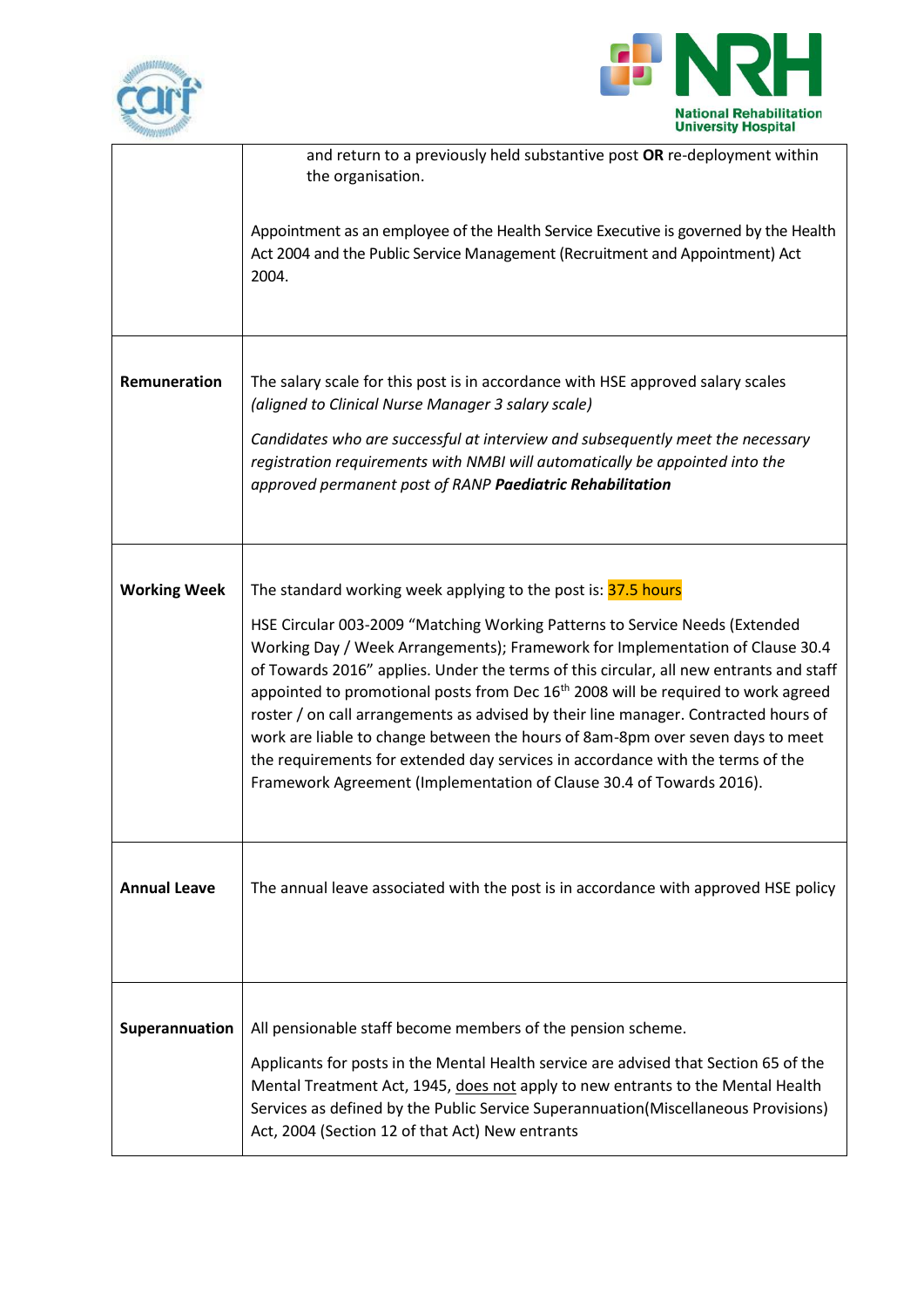| | |
|---|---|
| | and return to a previously held substantive post **OR** re-deployment within the organisation.<br><br>Appointment as an employee of the Health Service Executive is governed by the Health Act 2004 and the Public Service Management (Recruitment and Appointment) Act 2004. |
| **Remuneration** | The salary scale for this post is in accordance with HSE approved salary scales *(aligned to Clinical Nurse Manager 3 salary scale)*<br><br>*Candidates who are successful at interview and subsequently meet the necessary registration requirements with NMBI will automatically be appointed into the approved permanent post of RANP **Paediatric Rehabilitation*** |
| **Working Week** | The standard working week applying to the post is: 37.5 hours<br><br>HSE Circular 003-2009 "Matching Working Patterns to Service Needs (Extended Working Day / Week Arrangements); Framework for Implementation of Clause 30.4 of Towards 2016" applies. Under the terms of this circular, all new entrants and staff appointed to promotional posts from Dec 16th 2008 will be required to work agreed roster / on call arrangements as advised by their line manager. Contracted hours of work are liable to change between the hours of 8am-8pm over seven days to meet the requirements for extended day services in accordance with the terms of the Framework Agreement (Implementation of Clause 30.4 of Towards 2016). |
| **Annual Leave** | The annual leave associated with the post is in accordance with approved HSE policy |
| **Superannuation** | All pensionable staff become members of the pension scheme.<br><br>Applicants for posts in the Mental Health service are advised that Section 65 of the Mental Treatment Act, 1945, does not apply to new entrants to the Mental Health Services as defined by the Public Service Superannuation(Miscellaneous Provisions) Act, 2004 (Section 12 of that Act) New entrants |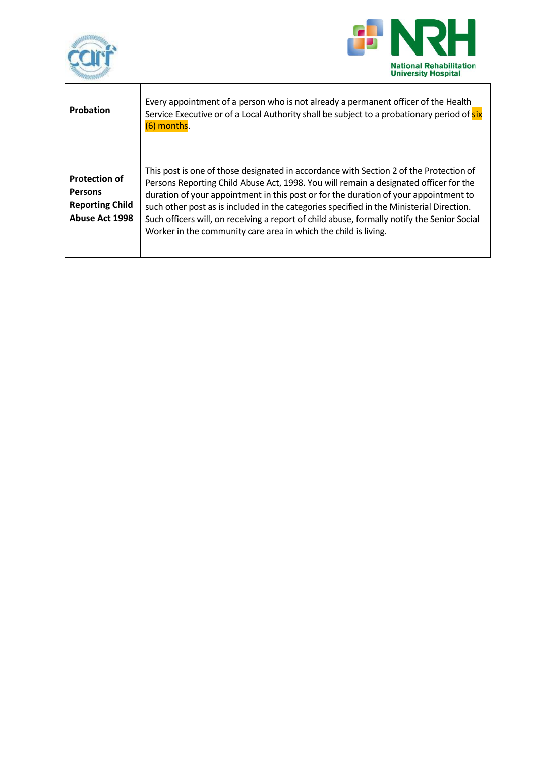| | |
|---|---|
| **Probation** | Every appointment of a person who is not already a permanent officer of the Health Service Executive or of a Local Authority shall be subject to a probationary period of six (6) months. |
| **Protection of Persons Reporting Child Abuse Act 1998** | This post is one of those designated in accordance with Section 2 of the Protection of Persons Reporting Child Abuse Act, 1998. You will remain a designated officer for the duration of your appointment in this post or for the duration of your appointment to such other post as is included in the categories specified in the Ministerial Direction. Such officers will, on receiving a report of child abuse, formally notify the Senior Social Worker in the community care area in which the child is living. |